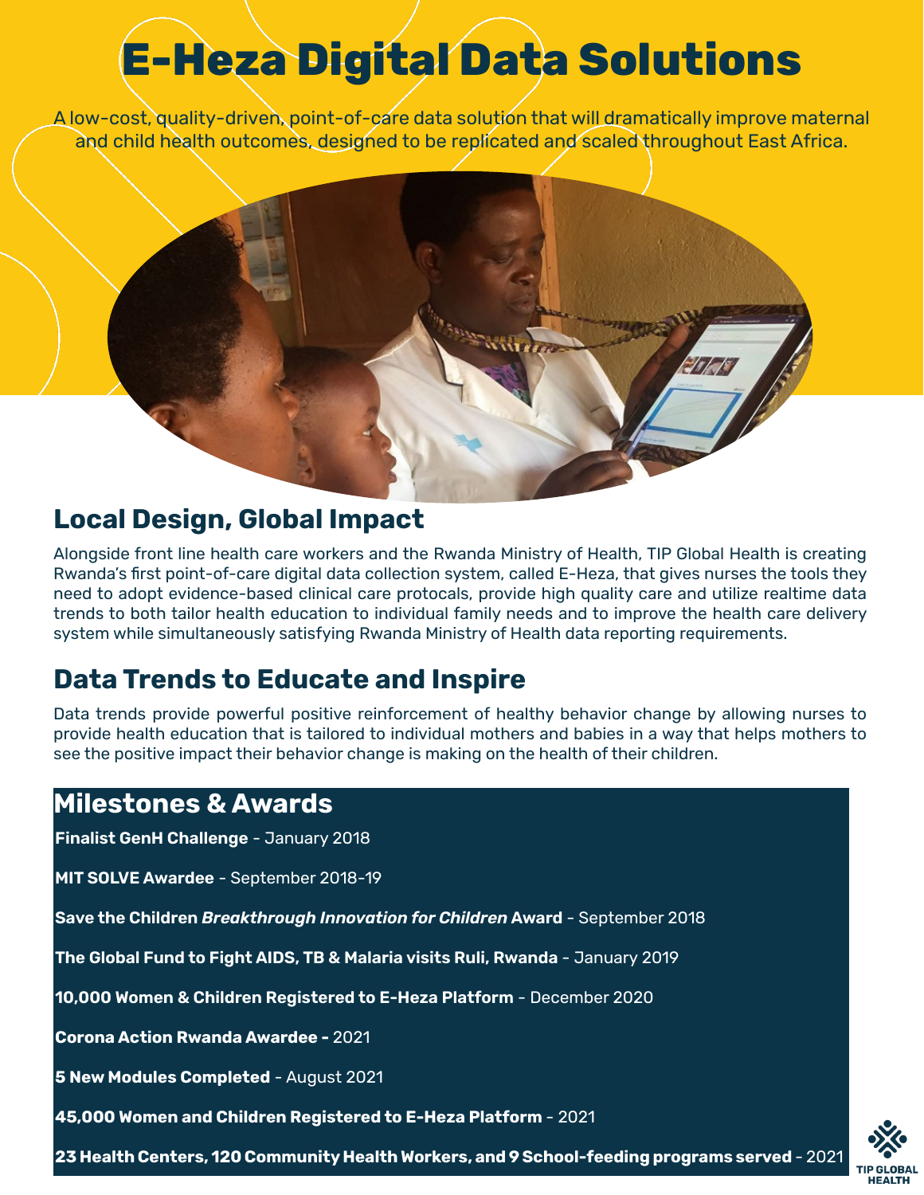# E-Heza Digital Data Solutions

A low-cost, quality-driven, point-of-care data solution that will dramatically improve maternal and child health outcomes, designed to be replicated and scaled throughout East Africa.

## Local Design, Global Impact

Alongside front line health care workers and the Rwanda Ministry of Health, TIP Global Health is creating Rwanda's first point-of-care digital data collection system, called E-Heza, that gives nurses the tools they need to adopt evidence-based clinical care protocals, provide high quality care and utilize realtime data trends to both tailor health education to individual family needs and to improve the health care delivery system while simultaneously satisfying Rwanda Ministry of Health data reporting requirements.

## Data Trends to Educate and Inspire

Data trends provide powerful positive reinforcement of healthy behavior change by allowing nurses to provide health education that is tailored to individual mothers and babies in a way that helps mothers to see the positive impact their behavior change is making on the health of their children.

## Milestones & Awards

**Finalist GenH Challenge** - January 2018

**MIT SOLVE Awardee** - September 2018-19

**Save the Children *Breakthrough Innovation for Children* Award** - September 2018

**The Global Fund to Fight AIDS, TB & Malaria visits Ruli, Rwanda** - January 2019

**10,000 Women & Children Registered to E-Heza Platform** - December 2020

**Corona Action Rwanda Awardee -** 2021

**5 New Modules Completed** - August 2021

**45,000 Women and Children Registered to E-Heza Platform** - 2021

**23 Health Centers, 120 Community Health Workers, and 9 School-feeding programs served** - 2021

TIP GLOBAL HEALTH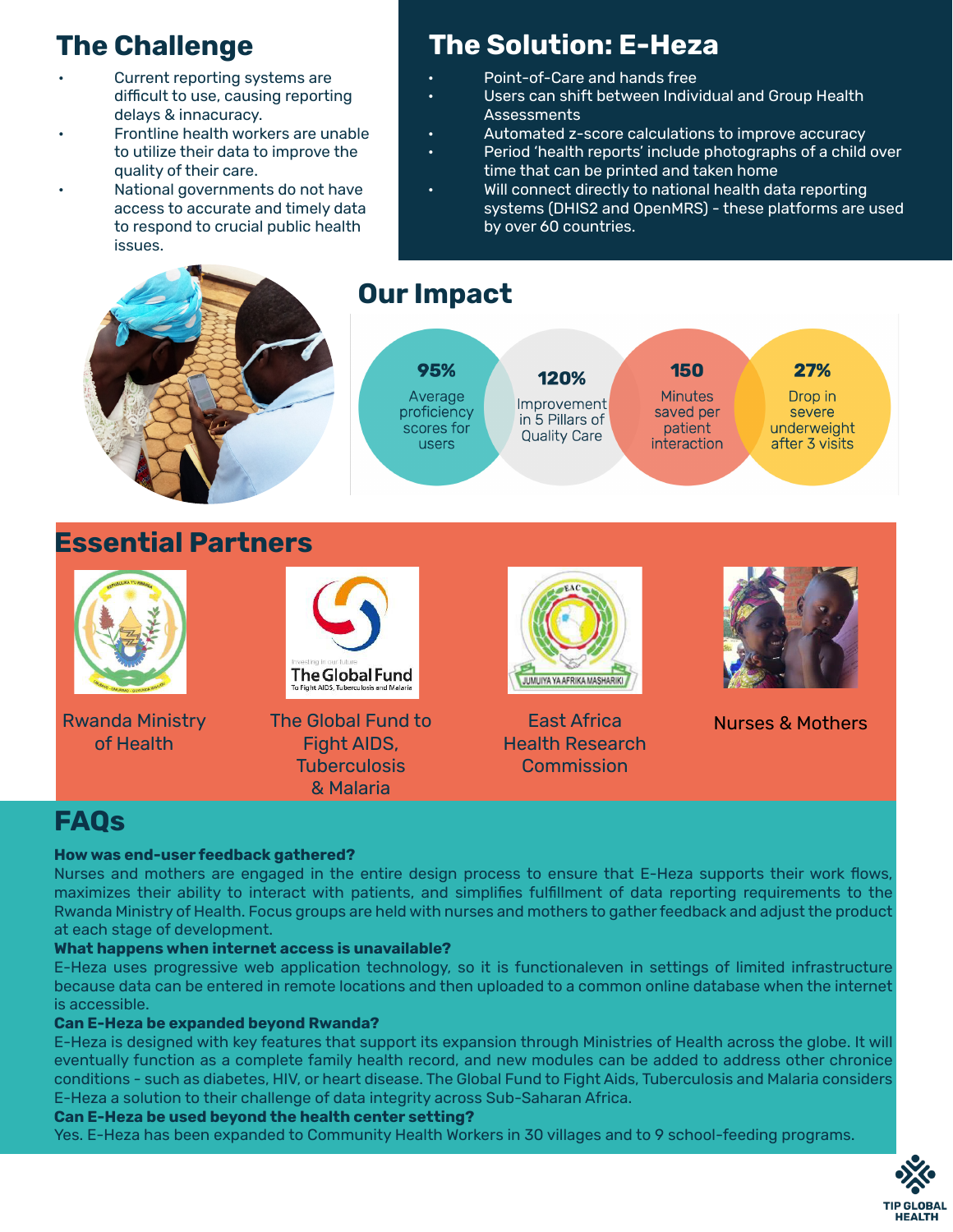## The Challenge

- Current reporting systems are difficult to use, causing reporting delays & innacuracy.
- Frontline health workers are unable to utilize their data to improve the quality of their care.
- National governments do not have access to accurate and timely data to respond to crucial public health issues.

## The Solution: E-Heza

- Point-of-Care and hands free
- Users can shift between Individual and Group Health Assessments
- Automated z-score calculations to improve accuracy
- Period 'health reports' include photographs of a child over time that can be printed and taken home
- Will connect directly to national health data reporting systems (DHIS2 and OpenMRS) - these platforms are used by over 60 countries.

## Our Impact

**95%**
Average proficiency scores for users

**120%**
Improvement in 5 Pillars of Quality Care

**150**
Minutes saved per patient interaction

**27%**
Drop in severe underweight after 3 visits

## Essential Partners

- Rwanda Ministry of Health
- The Global Fund to Fight AIDS, Tuberculosis & Malaria
- East Africa Health Research Commission
- Nurses & Mothers

## FAQs

**How was end-user feedback gathered?**
Nurses and mothers are engaged in the entire design process to ensure that E-Heza supports their work flows, maximizes their ability to interact with patients, and simplifies fulfillment of data reporting requirements to the Rwanda Ministry of Health. Focus groups are held with nurses and mothers to gather feedback and adjust the product at each stage of development.

**What happens when internet access is unavailable?**
E-Heza uses progressive web application technology, so it is functionaleven in settings of limited infrastructure because data can be entered in remote locations and then uploaded to a common online database when the internet is accessible.

**Can E-Heza be expanded beyond Rwanda?**
E-Heza is designed with key features that support its expansion through Ministries of Health across the globe. It will eventually function as a complete family health record, and new modules can be added to address other chronice conditions - such as diabetes, HIV, or heart disease. The Global Fund to Fight Aids, Tuberculosis and Malaria considers E-Heza a solution to their challenge of data integrity across Sub-Saharan Africa.

**Can E-Heza be used beyond the health center setting?**
Yes. E-Heza has been expanded to Community Health Workers in 30 villages and to 9 school-feeding programs.

TIP GLOBAL HEALTH